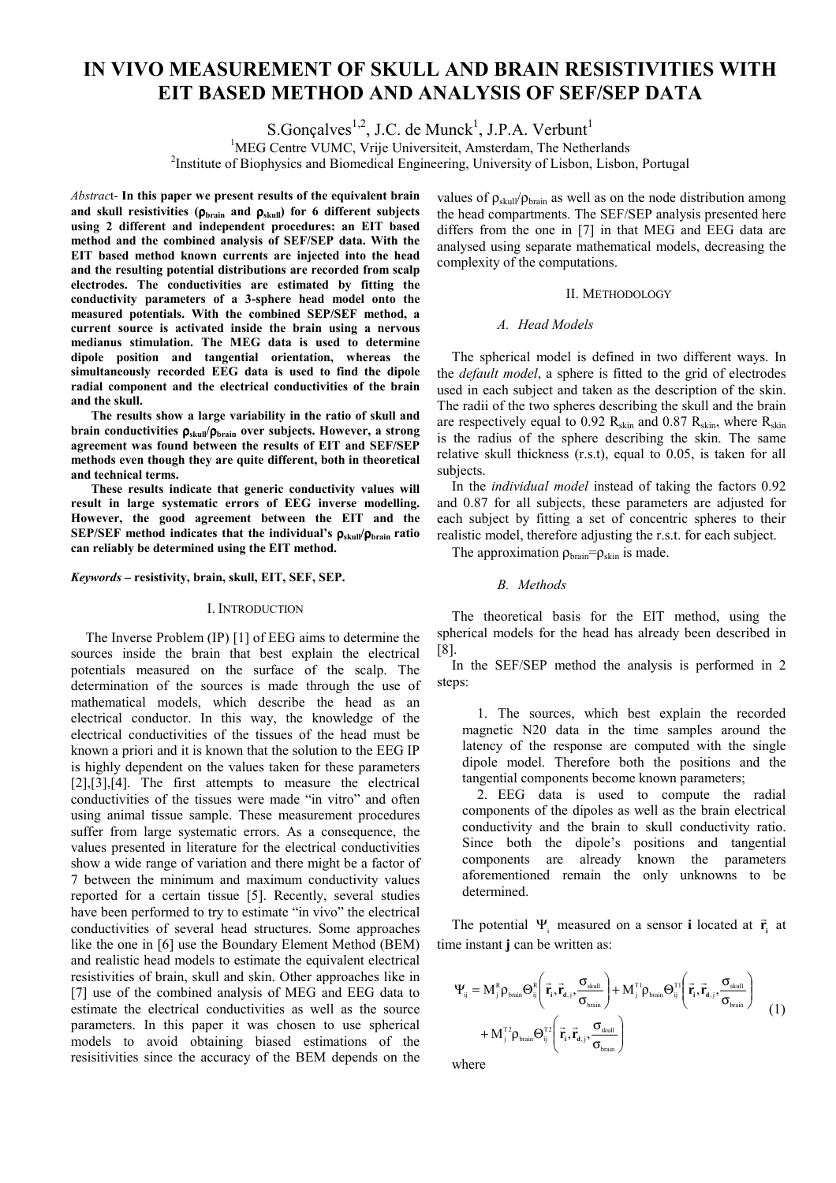# IN VIVO MEASUREMENT OF SKULL AND BRAIN RESISTIVITIES WITH EIT BASED METHOD AND ANALYSIS OF SEF/SEP DATA

S.Gonçalves[1,2], J.C. de Munck[1], J.P.A. Verbunt[1]

[1]MEG Centre VUMC, Vrije Universiteit, Amsterdam, The Netherlands
[2]Institute of Biophysics and Biomedical Engineering, University of Lisbon, Lisbon, Portugal

*Abstract*- **In this paper we present results of the equivalent brain and skull resistivities ($\rho_{brain}$ and $\rho_{skull}$) for 6 different subjects using 2 different and independent procedures: an EIT based method and the combined analysis of SEF/SEP data. With the EIT based method known currents are injected into the head and the resulting potential distributions are recorded from scalp electrodes. The conductivities are estimated by fitting the conductivity parameters of a 3-sphere head model onto the measured potentials. With the combined SEP/SEF method, a current source is activated inside the brain using a nervous medianus stimulation. The MEG data is used to determine dipole position and tangential orientation, whereas the simultaneously recorded EEG data is used to find the dipole radial component and the electrical conductivities of the brain and the skull.**

**The results show a large variability in the ratio of skull and brain conductivities $\rho_{skull}/\rho_{brain}$ over subjects. However, a strong agreement was found between the results of EIT and SEF/SEP methods even though they are quite different, both in theoretical and technical terms.**

**These results indicate that generic conductivity values will result in large systematic errors of EEG inverse modelling. However, the good agreement between the EIT and the SEP/SEF method indicates that the individual's $\rho_{skull}/\rho_{brain}$ ratio can reliably be determined using the EIT method.**

*Keywords* – **resistivity, brain, skull, EIT, SEF, SEP.**

## I. INTRODUCTION

The Inverse Problem (IP) [1] of EEG aims to determine the sources inside the brain that best explain the electrical potentials measured on the surface of the scalp. The determination of the sources is made through the use of mathematical models, which describe the head as an electrical conductor. In this way, the knowledge of the electrical conductivities of the tissues of the head must be known a priori and it is known that the solution to the EEG IP is highly dependent on the values taken for these parameters [2],[3],[4]. The first attempts to measure the electrical conductivities of the tissues were made "in vitro" and often using animal tissue sample. These measurement procedures suffer from large systematic errors. As a consequence, the values presented in literature for the electrical conductivities show a wide range of variation and there might be a factor of 7 between the minimum and maximum conductivity values reported for a certain tissue [5]. Recently, several studies have been performed to try to estimate "in vivo" the electrical conductivities of several head structures. Some approaches like the one in [6] use the Boundary Element Method (BEM) and realistic head models to estimate the equivalent electrical resistivities of brain, skull and skin. Other approaches like in [7] use of the combined analysis of MEG and EEG data to estimate the electrical conductivities as well as the source parameters. In this paper it was chosen to use spherical models to avoid obtaining biased estimations of the resisitivities since the accuracy of the BEM depends on the values of $\rho_{skull}/\rho_{brain}$ as well as on the node distribution among the head compartments. The SEF/SEP analysis presented here differs from the one in [7] in that MEG and EEG data are analysed using separate mathematical models, decreasing the complexity of the computations.

## II. METHODOLOGY

### *A. Head Models*

The spherical model is defined in two different ways. In the *default model*, a sphere is fitted to the grid of electrodes used in each subject and taken as the description of the skin. The radii of the two spheres describing the skull and the brain are respectively equal to 0.92 $R_{skin}$ and 0.87 $R_{skin}$, where $R_{skin}$ is the radius of the sphere describing the skin. The same relative skull thickness (r.s.t), equal to 0.05, is taken for all subjects.

In the *individual model* instead of taking the factors 0.92 and 0.87 for all subjects, these parameters are adjusted for each subject by fitting a set of concentric spheres to their realistic model, therefore adjusting the r.s.t. for each subject.

The approximation $\rho_{brain}=\rho_{skin}$ is made.

### *B. Methods*

The theoretical basis for the EIT method, using the spherical models for the head has already been described in [8].

In the SEF/SEP method the analysis is performed in 2 steps:

1. The sources, which best explain the recorded magnetic N20 data in the time samples around the latency of the response are computed with the single dipole model. Therefore both the positions and the tangential components become known parameters;
2. EEG data is used to compute the radial components of the dipoles as well as the brain electrical conductivity and the brain to skull conductivity ratio. Since both the dipole's positions and tangential components are already known the parameters aforementioned remain the only unknowns to be determined.

The potential $\Psi_i$ measured on a sensor **i** located at $\vec{r}_i$ at time instant **j** can be written as:

$$\Psi_{ij} = M_j^R \rho_{brain} \Theta_{ij}^R\left(\vec{r}_i, \vec{r}_{d,j}, \frac{\sigma_{skull}}{\sigma_{brain}}\right) + M_j^{T1} \rho_{brain} \Theta_{ij}^{T1}\left(\vec{r}_i, \vec{r}_{d,j}, \frac{\sigma_{skull}}{\sigma_{brain}}\right) + M_j^{T2} \rho_{brain} \Theta_{ij}^{T2}\left(\vec{r}_i, \vec{r}_{d,j}, \frac{\sigma_{skull}}{\sigma_{brain}}\right) \quad (1)$$

where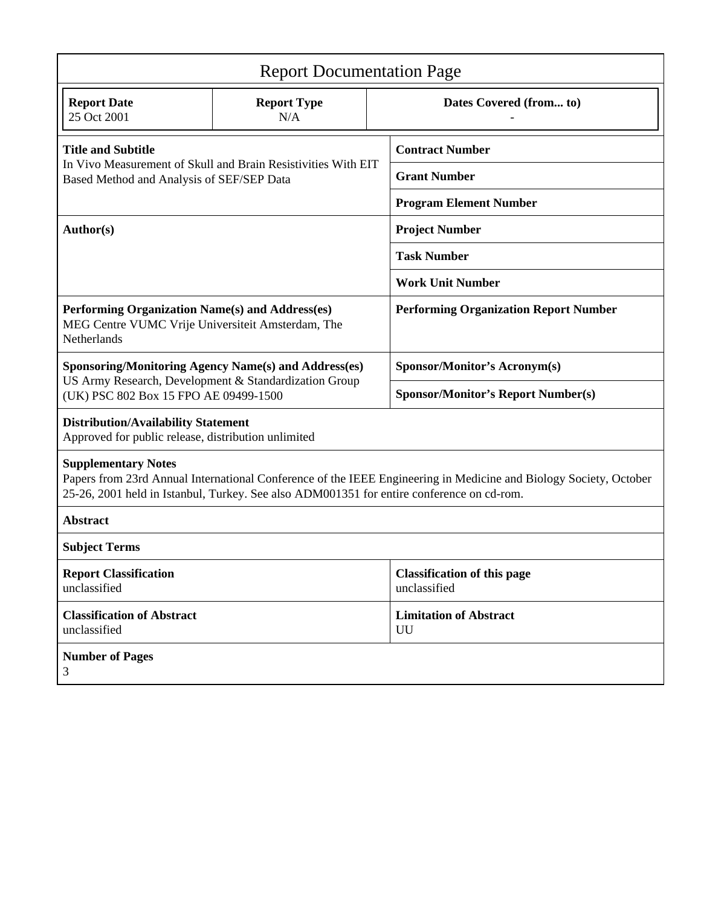# Report Documentation Page

| Report Date | Report Type | Dates Covered (from... to) |
|---|---|---|
| 25 Oct 2001 | N/A | - |

| | |
|---|---|
| **Title and Subtitle**<br>In Vivo Measurement of Skull and Brain Resistivities With EIT Based Method and Analysis of SEF/SEP Data | **Contract Number** |
| | **Grant Number** |
| | **Program Element Number** |
| **Author(s)** | **Project Number** |
| | **Task Number** |
| | **Work Unit Number** |
| **Performing Organization Name(s) and Address(es)**<br>MEG Centre VUMC Vrije Universiteit Amsterdam, The Netherlands | **Performing Organization Report Number** |
| **Sponsoring/Monitoring Agency Name(s) and Address(es)**<br>US Army Research, Development & Standardization Group (UK) PSC 802 Box 15 FPO AE 09499-1500 | **Sponsor/Monitor's Acronym(s)** |
| | **Sponsor/Monitor's Report Number(s)** |

**Distribution/Availability Statement**
Approved for public release, distribution unlimited

**Supplementary Notes**
Papers from 23rd Annual International Conference of the IEEE Engineering in Medicine and Biology Society, October 25-26, 2001 held in Istanbul, Turkey. See also ADM001351 for entire conference on cd-rom.

**Abstract**

**Subject Terms**

| | |
|---|---|
| **Report Classification**<br>unclassified | **Classification of this page**<br>unclassified |
| **Classification of Abstract**<br>unclassified | **Limitation of Abstract**<br>UU |

**Number of Pages**
3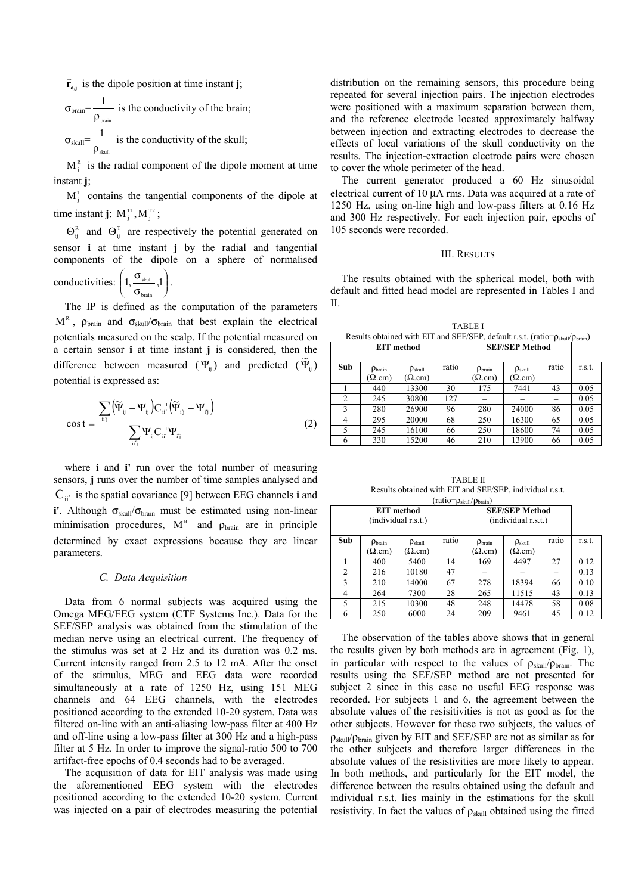$\vec{\mathbf{r}}_{\mathbf{d,j}}$ is the dipole position at time instant **j**;

$\sigma_{brain}=\dfrac{1}{\rho_{brain}}$ is the conductivity of the brain;

$\sigma_{skull}=\dfrac{1}{\rho_{skull}}$ is the conductivity of the skull;

$M_j^R$ is the radial component of the dipole moment at time instant **j**;

$M_j^T$ contains the tangential components of the dipole at time instant **j**: $M_j^{T1}, M_j^{T2}$;

$\Theta_{ij}^R$ and $\Theta_{ij}^T$ are respectively the potential generated on sensor **i** at time instant **j** by the radial and tangential components of the dipole on a sphere of normalised conductivities: $\left(1, \dfrac{\sigma_{skull}}{\sigma_{brain}}, 1\right)$.

The IP is defined as the computation of the parameters $M_j^R$, $\rho_{brain}$ and $\sigma_{skull}/\sigma_{brain}$ that best explain the electrical potentials measured on the scalp. If the potential measured on a certain sensor **i** at time instant **j** is considered, then the difference between measured ($\Psi_{ij}$) and predicted ($\widetilde{\Psi}_{ij}$) potential is expressed as:

$$\cos t = \frac{\sum_{ii'j}\left(\widetilde{\Psi}_{ij} - \Psi_{ij}\right) C_{ii'}^{-1} \left(\widetilde{\Psi}_{i'j} - \Psi_{i'j}\right)}{\sum_{ii'j} \Psi_{ij} C_{ii'}^{-1} \Psi_{i'j}} \tag{2}$$

where **i** and **i'** run over the total number of measuring sensors, **j** runs over the number of time samples analysed and $C_{ii'}$ is the spatial covariance [9] between EEG channels **i** and **i'**. Although $\sigma_{skull}/\sigma_{brain}$ must be estimated using non-linear minimisation procedures, $M_j^R$ and $\rho_{brain}$ are in principle determined by exact expressions because they are linear parameters.

### *C. Data Acquisition*

Data from 6 normal subjects was acquired using the Omega MEG/EEG system (CTF Systems Inc.). Data for the SEF/SEP analysis was obtained from the stimulation of the median nerve using an electrical current. The frequency of the stimulus was set at 2 Hz and its duration was 0.2 ms. Current intensity ranged from 2.5 to 12 mA. After the onset of the stimulus, MEG and EEG data were recorded simultaneously at a rate of 1250 Hz, using 151 MEG channels and 64 EEG channels, with the electrodes positioned according to the extended 10-20 system. Data was filtered on-line with an anti-aliasing low-pass filter at 400 Hz and off-line using a low-pass filter at 300 Hz and a high-pass filter at 5 Hz. In order to improve the signal-ratio 500 to 700 artifact-free epochs of 0.4 seconds had to be averaged.

The acquisition of data for EIT analysis was made using the aforementioned EEG system with the electrodes positioned according to the extended 10-20 system. Current was injected on a pair of electrodes measuring the potential distribution on the remaining sensors, this procedure being repeated for several injection pairs. The injection electrodes were positioned with a maximum separation between them, and the reference electrode located approximately halfway between injection and extracting electrodes to decrease the effects of local variations of the skull conductivity on the results. The injection-extraction electrode pairs were chosen to cover the whole perimeter of the head.

The current generator produced a 60 Hz sinusoidal electrical current of 10 μA rms. Data was acquired at a rate of 1250 Hz, using on-line high and low-pass filters at 0.16 Hz and 300 Hz respectively. For each injection pair, epochs of 105 seconds were recorded.

## III. Results

The results obtained with the spherical model, both with default and fitted head model are represented in Tables I and II.

TABLE I
Results obtained with EIT and SEF/SEP, default r.s.t. (ratio=$\rho_{skull}/\rho_{brain}$)

| | EIT method | | | SEF/SEP Method | | | |
|---|---|---|---|---|---|---|---|
| Sub | $\rho_{brain}$ (Ω.cm) | $\rho_{skull}$ (Ω.cm) | ratio | $\rho_{brain}$ (Ω.cm) | $\rho_{skull}$ (Ω.cm) | ratio | r.s.t. |
| 1 | 440 | 13300 | 30 | 175 | 7441 | 43 | 0.05 |
| 2 | 245 | 30800 | 127 | – | – | – | 0.05 |
| 3 | 280 | 26900 | 96 | 280 | 24000 | 86 | 0.05 |
| 4 | 295 | 20000 | 68 | 250 | 16300 | 65 | 0.05 |
| 5 | 245 | 16100 | 66 | 250 | 18600 | 74 | 0.05 |
| 6 | 330 | 15200 | 46 | 210 | 13900 | 66 | 0.05 |

TABLE II
Results obtained with EIT and SEF/SEP, individual r.s.t. (ratio=$\rho_{skull}/\rho_{brain}$)

| | EIT method (individual r.s.t.) | | | SEF/SEP Method (individual r.s.t.) | | | |
|---|---|---|---|---|---|---|---|
| Sub | $\rho_{brain}$ (Ω.cm) | $\rho_{skull}$ (Ω.cm) | ratio | $\rho_{brain}$ (Ω.cm) | $\rho_{skull}$ (Ω.cm) | ratio | r.s.t. |
| 1 | 400 | 5400 | 14 | 169 | 4497 | 27 | 0.12 |
| 2 | 216 | 10180 | 47 | – | – | – | 0.13 |
| 3 | 210 | 14000 | 67 | 278 | 18394 | 66 | 0.10 |
| 4 | 264 | 7300 | 28 | 265 | 11515 | 43 | 0.13 |
| 5 | 215 | 10300 | 48 | 248 | 14478 | 58 | 0.08 |
| 6 | 250 | 6000 | 24 | 209 | 9461 | 45 | 0.12 |

The observation of the tables above shows that in general the results given by both methods are in agreement (Fig. 1), in particular with respect to the values of $\rho_{skull}/\rho_{brain}$. The results using the SEF/SEP method are not presented for subject 2 since in this case no useful EEG response was recorded. For subjects 1 and 6, the agreement between the absolute values of the resisitivities is not as good as for the other subjects. However for these two subjects, the values of $\rho_{skull}/\rho_{brain}$ given by EIT and SEF/SEP are not as similar as for the other subjects and therefore larger differences in the absolute values of the resistivities are more likely to appear. In both methods, and particularly for the EIT model, the difference between the results obtained using the default and individual r.s.t. lies mainly in the estimations for the skull resistivity. In fact the values of $\rho_{skull}$ obtained using the fitted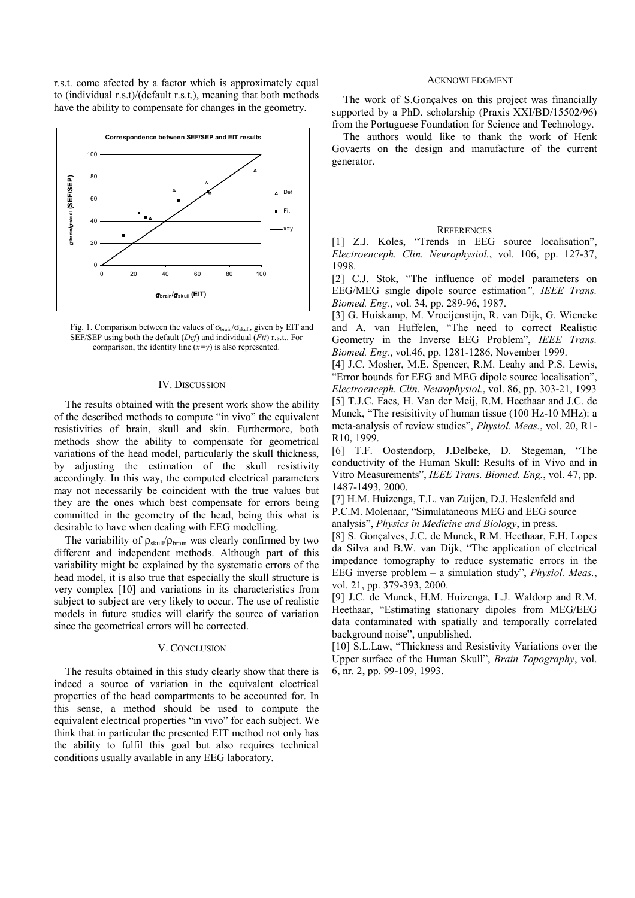r.s.t. come afected by a factor which is approximately equal to (individual r.s.t)/(default r.s.t.), meaning that both methods have the ability to compensate for changes in the geometry.

Correspondence between SEF/SEP and EIT results

$\sigma_{brain}/\sigma_{skull}$ (SEF/SEP)

0
20
40
60
80
100

0
20
40
60
80
100

$\sigma_{brain}/\sigma_{skull}$ (EIT)

Def
Fit
x=y

Fig. 1. Comparison between the values of $\sigma_{brain}/\sigma_{skull}$, given by EIT and SEF/SEP using both the default (*Def*) and individual (*Fit*) r.s.t.. For comparison, the identity line ($x=y$) is also represented.

## IV. Discussion

The results obtained with the present work show the ability of the described methods to compute "in vivo" the equivalent resistivities of brain, skull and skin. Furthermore, both methods show the ability to compensate for geometrical variations of the head model, particularly the skull thickness, by adjusting the estimation of the skull resistivity accordingly. In this way, the computed electrical parameters may not necessarily be coincident with the true values but they are the ones which best compensate for errors being committed in the geometry of the head, being this what is desirable to have when dealing with EEG modelling.

The variability of $\rho_{skull}/\rho_{brain}$ was clearly confirmed by two different and independent methods. Although part of this variability might be explained by the systematic errors of the head model, it is also true that especially the skull structure is very complex [10] and variations in its characteristics from subject to subject are very likely to occur. The use of realistic models in future studies will clarify the source of variation since the geometrical errors will be corrected.

## V. Conclusion

The results obtained in this study clearly show that there is indeed a source of variation in the equivalent electrical properties of the head compartments to be accounted for. In this sense, a method should be used to compute the equivalent electrical properties "in vivo" for each subject. We think that in particular the presented EIT method not only has the ability to fulfil this goal but also requires technical conditions usually available in any EEG laboratory.

## Acknowledgment

The work of S.Gonçalves on this project was financially supported by a PhD. scholarship (Praxis XXI/BD/15502/96) from the Portuguese Foundation for Science and Technology.

The authors would like to thank the work of Henk Govaerts on the design and manufacture of the current generator.

## References

[1] Z.J. Koles, "Trends in EEG source localisation", *Electroenceph. Clin. Neurophysiol.*, vol. 106, pp. 127-37, 1998.

[2] C.J. Stok, "The influence of model parameters on EEG/MEG single dipole source estimation*", IEEE Trans. Biomed. Eng.*, vol. 34, pp. 289-96, 1987.

[3] G. Huiskamp, M. Vroeijenstijn, R. van Dijk, G. Wieneke and A. van Huffelen, "The need to correct Realistic Geometry in the Inverse EEG Problem", *IEEE Trans. Biomed. Eng.*, vol.46, pp. 1281-1286, November 1999.

[4] J.C. Mosher, M.E. Spencer, R.M. Leahy and P.S. Lewis, "Error bounds for EEG and MEG dipole source localisation", *Electroenceph. Clin. Neurophysiol.*, vol. 86, pp. 303-21, 1993

[5] T.J.C. Faes, H. Van der Meij, R.M. Heethaar and J.C. de Munck, "The resisitivity of human tissue (100 Hz-10 MHz): a meta-analysis of review studies", *Physiol. Meas.*, vol. 20, R1-R10, 1999.

[6] T.F. Oostendorp, J.Delbeke, D. Stegeman, "The conductivity of the Human Skull: Results of in Vivo and in Vitro Measurements", *IEEE Trans. Biomed. Eng.*, vol. 47, pp. 1487-1493, 2000.

[7] H.M. Huizenga, T.L. van Zuijen, D.J. Heslenfeld and P.C.M. Molenaar, "Simulataneous MEG and EEG source analysis", *Physics in Medicine and Biology*, in press.

[8] S. Gonçalves, J.C. de Munck, R.M. Heethaar, F.H. Lopes da Silva and B.W. van Dijk, "The application of electrical impedance tomography to reduce systematic errors in the EEG inverse problem – a simulation study", *Physiol. Meas.*, vol. 21, pp. 379-393, 2000.

[9] J.C. de Munck, H.M. Huizenga, L.J. Waldorp and R.M. Heethaar, "Estimating stationary dipoles from MEG/EEG data contaminated with spatially and temporally correlated background noise", unpublished.

[10] S.L.Law, "Thickness and Resistivity Variations over the Upper surface of the Human Skull", *Brain Topography*, vol. 6, nr. 2, pp. 99-109, 1993.